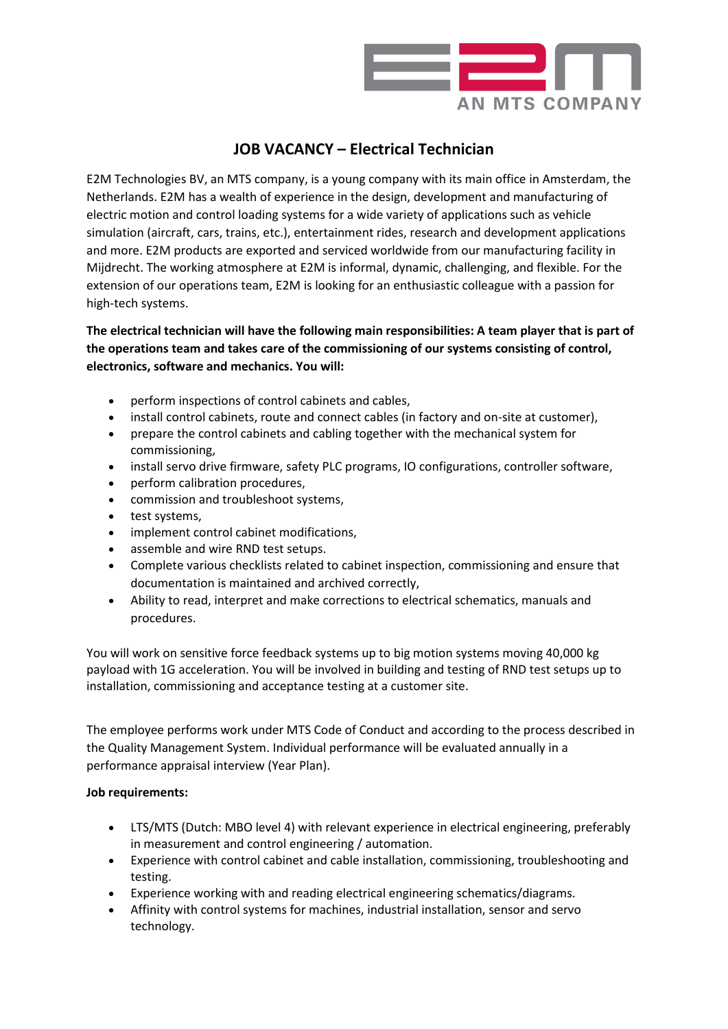# JOB VACANCY – Electrical Technician

E2M Technologies BV, an MTS company, is a young company with its main office in Amsterdam, the Netherlands. E2M has a wealth of experience in the design, development and manufacturing of electric motion and control loading systems for a wide variety of applications such as vehicle simulation (aircraft, cars, trains, etc.), entertainment rides, research and development applications and more. E2M products are exported and serviced worldwide from our manufacturing facility in Mijdrecht. The working atmosphere at E2M is informal, dynamic, challenging, and flexible. For the extension of our operations team, E2M is looking for an enthusiastic colleague with a passion for high-tech systems.

**The electrical technician will have the following main responsibilities: A team player that is part of the operations team and takes care of the commissioning of our systems consisting of control, electronics, software and mechanics. You will:**

- perform inspections of control cabinets and cables,
- install control cabinets, route and connect cables (in factory and on-site at customer),
- prepare the control cabinets and cabling together with the mechanical system for commissioning,
- install servo drive firmware, safety PLC programs, IO configurations, controller software,
- perform calibration procedures,
- commission and troubleshoot systems,
- test systems,
- implement control cabinet modifications,
- assemble and wire RND test setups.
- Complete various checklists related to cabinet inspection, commissioning and ensure that documentation is maintained and archived correctly,
- Ability to read, interpret and make corrections to electrical schematics, manuals and procedures.

You will work on sensitive force feedback systems up to big motion systems moving 40,000 kg payload with 1G acceleration. You will be involved in building and testing of RND test setups up to installation, commissioning and acceptance testing at a customer site.

The employee performs work under MTS Code of Conduct and according to the process described in the Quality Management System. Individual performance will be evaluated annually in a performance appraisal interview (Year Plan).

**Job requirements:**

- LTS/MTS (Dutch: MBO level 4) with relevant experience in electrical engineering, preferably in measurement and control engineering / automation.
- Experience with control cabinet and cable installation, commissioning, troubleshooting and testing.
- Experience working with and reading electrical engineering schematics/diagrams.
- Affinity with control systems for machines, industrial installation, sensor and servo technology.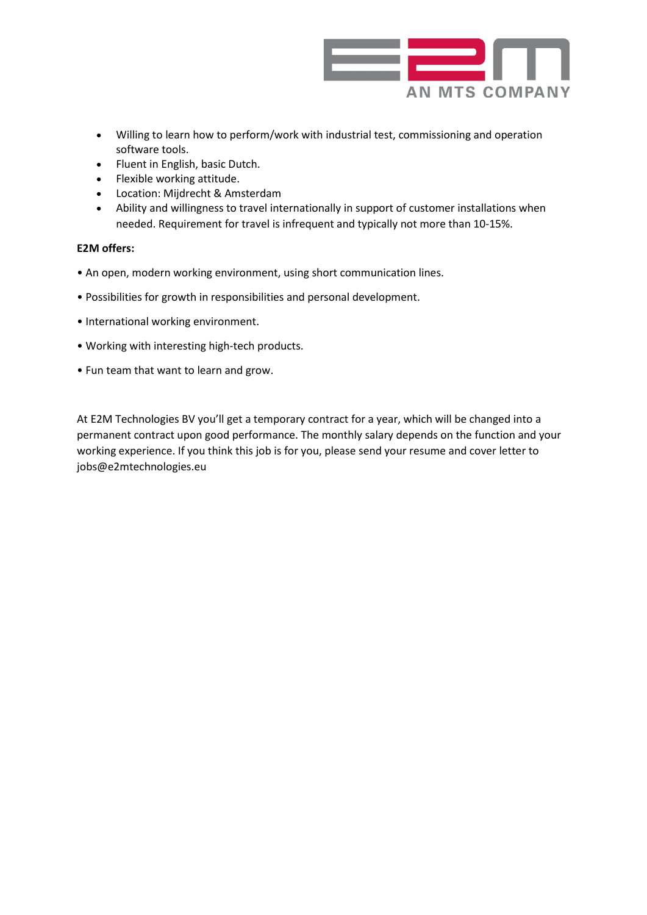- Willing to learn how to perform/work with industrial test, commissioning and operation software tools.
- Fluent in English, basic Dutch.
- Flexible working attitude.
- Location: Mijdrecht & Amsterdam
- Ability and willingness to travel internationally in support of customer installations when needed. Requirement for travel is infrequent and typically not more than 10-15%.

**E2M offers:**

- An open, modern working environment, using short communication lines.
- Possibilities for growth in responsibilities and personal development.
- International working environment.
- Working with interesting high-tech products.
- Fun team that want to learn and grow.

At E2M Technologies BV you'll get a temporary contract for a year, which will be changed into a permanent contract upon good performance. The monthly salary depends on the function and your working experience. If you think this job is for you, please send your resume and cover letter to jobs@e2mtechnologies.eu